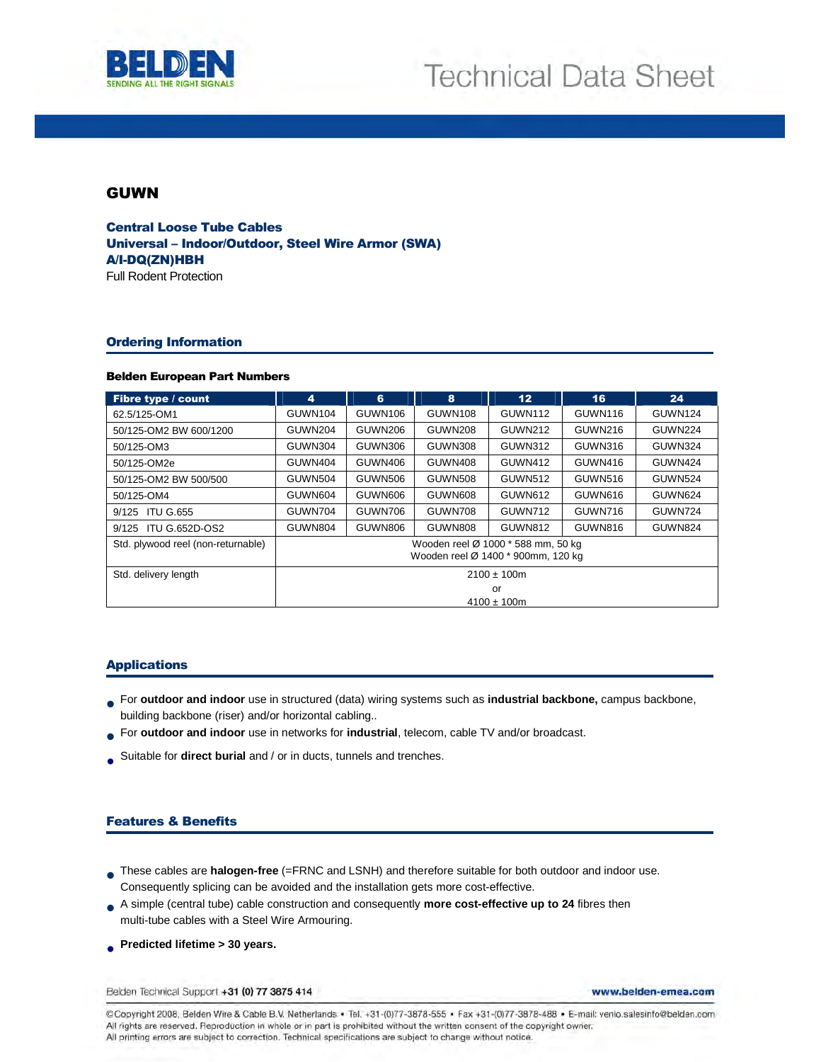# GUWN

**Central Loose Tube Cables**
**Universal – Indoor/Outdoor, Steel Wire Armor (SWA)**
**A/I-DQ(ZN)HBH**
Full Rodent Protection

## Ordering Information

### Belden European Part Numbers

| Fibre type / count | 4 | 6 | 8 | 12 | 16 | 24 |
|---|---|---|---|---|---|---|
| 62.5/125-OM1 | GUWN104 | GUWN106 | GUWN108 | GUWN112 | GUWN116 | GUWN124 |
| 50/125-OM2 BW 600/1200 | GUWN204 | GUWN206 | GUWN208 | GUWN212 | GUWN216 | GUWN224 |
| 50/125-OM3 | GUWN304 | GUWN306 | GUWN308 | GUWN312 | GUWN316 | GUWN324 |
| 50/125-OM2e | GUWN404 | GUWN406 | GUWN408 | GUWN412 | GUWN416 | GUWN424 |
| 50/125-OM2 BW 500/500 | GUWN504 | GUWN506 | GUWN508 | GUWN512 | GUWN516 | GUWN524 |
| 50/125-OM4 | GUWN604 | GUWN606 | GUWN608 | GUWN612 | GUWN616 | GUWN624 |
| 9/125 ITU G.655 | GUWN704 | GUWN706 | GUWN708 | GUWN712 | GUWN716 | GUWN724 |
| 9/125 ITU G.652D-OS2 | GUWN804 | GUWN806 | GUWN808 | GUWN812 | GUWN816 | GUWN824 |
| Std. plywood reel (non-returnable) | Wooden reel Ø 1000 * 588 mm, 50 kg<br>Wooden reel Ø 1400 * 900mm, 120 kg | | | | | |
| Std. delivery length | 2100 ± 100m<br>or<br>4100 ± 100m | | | | | |

## Applications

- For **outdoor and indoor** use in structured (data) wiring systems such as **industrial backbone,** campus backbone, building backbone (riser) and/or horizontal cabling..
- For **outdoor and indoor** use in networks for **industrial**, telecom, cable TV and/or broadcast.
- Suitable for **direct burial** and / or in ducts, tunnels and trenches.

## Features & Benefits

- These cables are **halogen-free** (=FRNC and LSNH) and therefore suitable for both outdoor and indoor use. Consequently splicing can be avoided and the installation gets more cost-effective.
- A simple (central tube) cable construction and consequently **more cost-effective up to 24** fibres then multi-tube cables with a Steel Wire Armouring.
- **Predicted lifetime > 30 years.**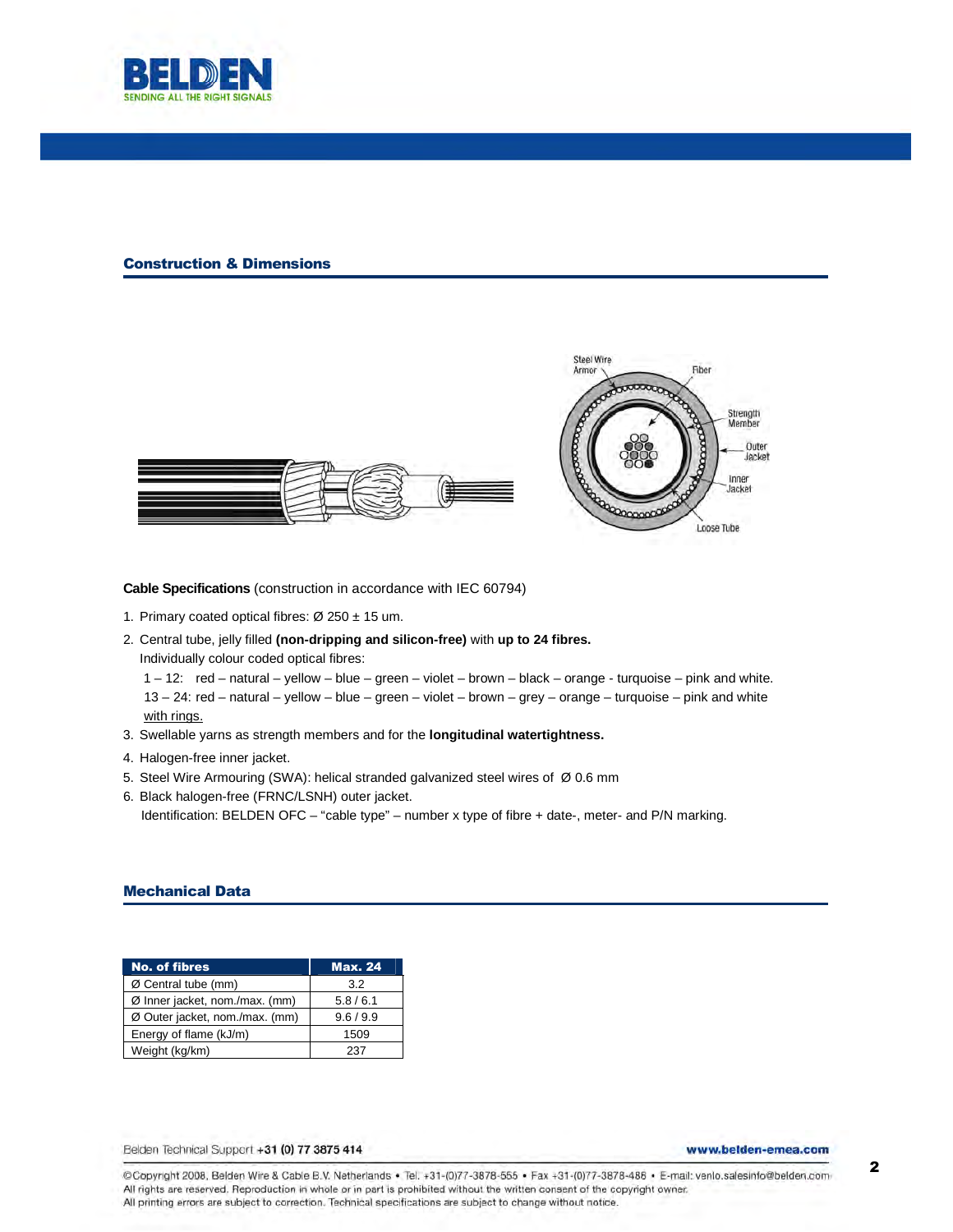## Construction & Dimensions

**Cable Specifications** (construction in accordance with IEC 60794)

1. Primary coated optical fibres: Ø 250 ± 15 um.
2. Central tube, jelly filled **(non-dripping and silicon-free)** with **up to 24 fibres.**
   Individually colour coded optical fibres:
   1 – 12: red – natural – yellow – blue – green – violet – brown – black – orange - turquoise – pink and white.
   13 – 24: red – natural – yellow – blue – green – violet – brown – grey – orange – turquoise – pink and white <u>with rings.</u>
3. Swellable yarns as strength members and for the **longitudinal watertightness.**
4. Halogen-free inner jacket.
5. Steel Wire Armouring (SWA): helical stranded galvanized steel wires of Ø 0.6 mm
6. Black halogen-free (FRNC/LSNH) outer jacket.
   Identification: BELDEN OFC – "cable type" – number x type of fibre + date-, meter- and P/N marking.

## Mechanical Data

| No. of fibres | Max. 24 |
|---|---|
| Ø Central tube (mm) | 3.2 |
| Ø Inner jacket, nom./max. (mm) | 5.8 / 6.1 |
| Ø Outer jacket, nom./max. (mm) | 9.6 / 9.9 |
| Energy of flame (kJ/m) | 1509 |
| Weight (kg/km) | 237 |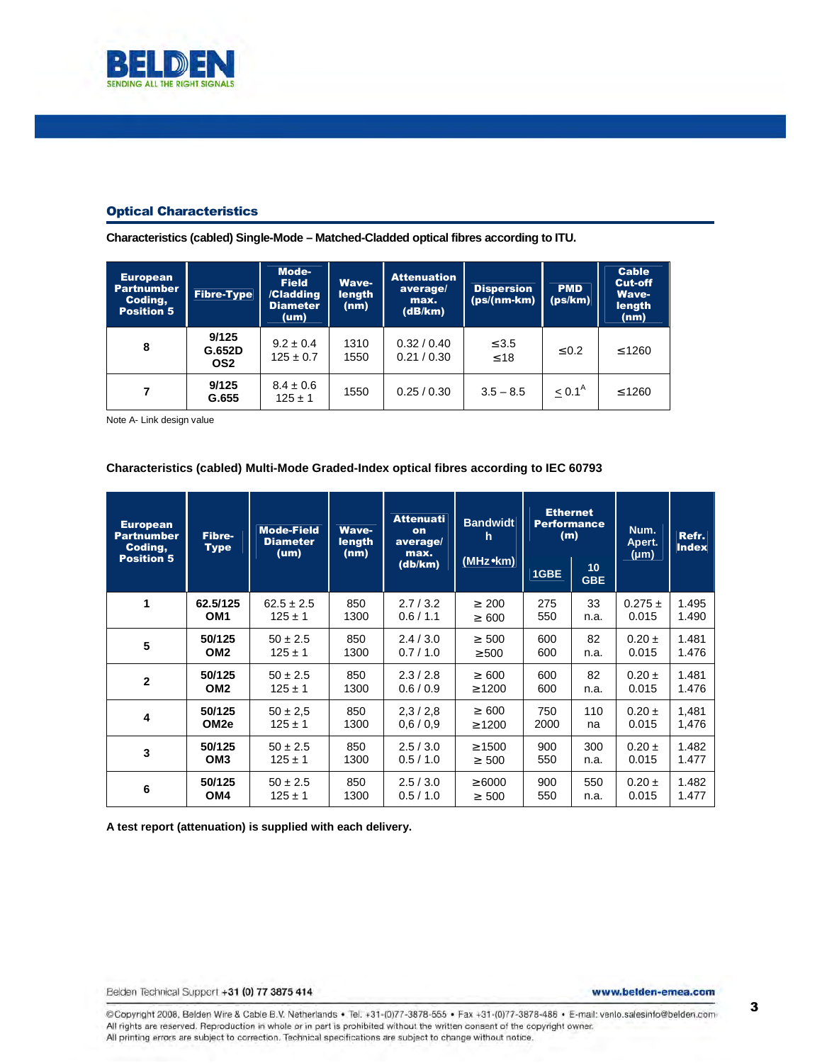## Optical Characteristics

**Characteristics (cabled) Single-Mode – Matched-Cladded optical fibres according to ITU.**

| European Partnumber Coding, Position 5 | Fibre-Type | Mode-Field /Cladding Diameter (um) | Wave-length (nm) | Attenuation average/ max. (dB/km) | Dispersion (ps/(nm-km) | PMD (ps/km) | Cable Cut-off Wave-length (nm) |
|---|---|---|---|---|---|---|---|
| 8 | 9/125 G.652D OS2 | 9.2 ± 0.4<br>125 ± 0.7 | 1310<br>1550 | 0.32 / 0.40<br>0.21 / 0.30 | ≤3.5<br>≤18 | ≤0.2 | ≤1260 |
| 7 | 9/125 G.655 | 8.4 ± 0.6<br>125 ± 1 | 1550 | 0.25 / 0.30 | 3.5 – 8.5 | ≤ 0.1[A] | ≤1260 |

Note A- Link design value

**Characteristics (cabled) Multi-Mode Graded-Index optical fibres according to IEC 60793**

| European Partnumber Coding, Position 5 | Fibre-Type | Mode-Field Diameter (um) | Wave-length (nm) | Attenuation average/ max. (db/km) | Bandwidth (MHz•km) | Ethernet Performance (m) | | Num. Apert. (µm) | Refr. Index |
|---|---|---|---|---|---|---|---|---|---|
| | | | | | | 1GBE | 10 GBE | | |
| 1 | 62.5/125 OM1 | 62.5 ± 2.5<br>125 ± 1 | 850<br>1300 | 2.7 / 3.2<br>0.6 / 1.1 | ≥ 200<br>≥ 600 | 275<br>550 | 33<br>n.a. | 0.275 ± 0.015 | 1.495<br>1.490 |
| 5 | 50/125 OM2 | 50 ± 2.5<br>125 ± 1 | 850<br>1300 | 2.4 / 3.0<br>0.7 / 1.0 | ≥ 500<br>≥500 | 600<br>600 | 82<br>n.a. | 0.20 ± 0.015 | 1.481<br>1.476 |
| 2 | 50/125 OM2 | 50 ± 2.5<br>125 ± 1 | 850<br>1300 | 2.3 / 2.8<br>0.6 / 0.9 | ≥ 600<br>≥1200 | 600<br>600 | 82<br>n.a. | 0.20 ± 0.015 | 1.481<br>1.476 |
| 4 | 50/125 OM2e | 50 ± 2,5<br>125 ± 1 | 850<br>1300 | 2,3 / 2,8<br>0,6 / 0,9 | ≥ 600<br>≥1200 | 750<br>2000 | 110<br>na | 0.20 ± 0.015 | 1,481<br>1,476 |
| 3 | 50/125 OM3 | 50 ± 2.5<br>125 ± 1 | 850<br>1300 | 2.5 / 3.0<br>0.5 / 1.0 | ≥1500<br>≥ 500 | 900<br>550 | 300<br>n.a. | 0.20 ± 0.015 | 1.482<br>1.477 |
| 6 | 50/125 OM4 | 50 ± 2.5<br>125 ± 1 | 850<br>1300 | 2.5 / 3.0<br>0.5 / 1.0 | ≥6000<br>≥ 500 | 900<br>550 | 550<br>n.a. | 0.20 ± 0.015 | 1.482<br>1.477 |

**A test report (attenuation) is supplied with each delivery.**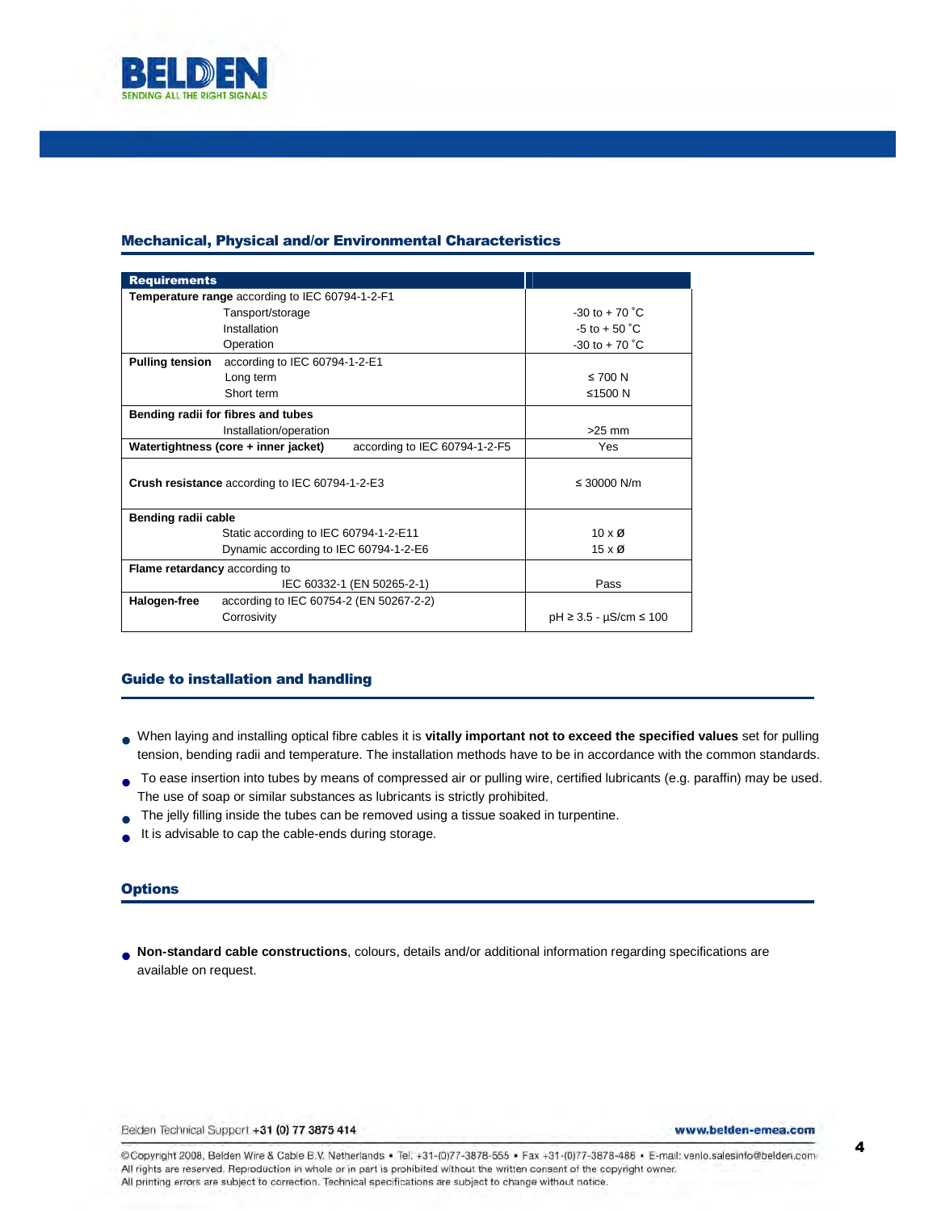## Mechanical, Physical and/or Environmental Characteristics

| **Requirements** | |
|---|---|
| **Temperature range** according to IEC 60794-1-2-F1 | |
| Tansport/storage | -30 to + 70 °C |
| Installation | -5 to + 50 °C |
| Operation | -30 to + 70 °C |
| **Pulling tension** according to IEC 60794-1-2-E1 | |
| Long term | ≤ 700 N |
| Short term | ≤1500 N |
| **Bending radii for fibres and tubes** | |
| Installation/operation | >25 mm |
| **Watertightness (core + inner jacket)** according to IEC 60794-1-2-F5 | Yes |
| **Crush resistance** according to IEC 60794-1-2-E3 | ≤ 30000 N/m |
| **Bending radii cable** | |
| Static according to IEC 60794-1-2-E11 | 10 x Ø |
| Dynamic according to IEC 60794-1-2-E6 | 15 x Ø |
| **Flame retardancy** according to IEC 60332-1 (EN 50265-2-1) | Pass |
| **Halogen-free** according to IEC 60754-2 (EN 50267-2-2) | |
| Corrosivity | pH ≥ 3.5 - µS/cm ≤ 100 |

## Guide to installation and handling

- When laying and installing optical fibre cables it is **vitally important not to exceed the specified values** set for pulling tension, bending radii and temperature. The installation methods have to be in accordance with the common standards.
- To ease insertion into tubes by means of compressed air or pulling wire, certified lubricants (e.g. paraffin) may be used. The use of soap or similar substances as lubricants is strictly prohibited.
- The jelly filling inside the tubes can be removed using a tissue soaked in turpentine.
- It is advisable to cap the cable-ends during storage.

## Options

- **Non-standard cable constructions**, colours, details and/or additional information regarding specifications are available on request.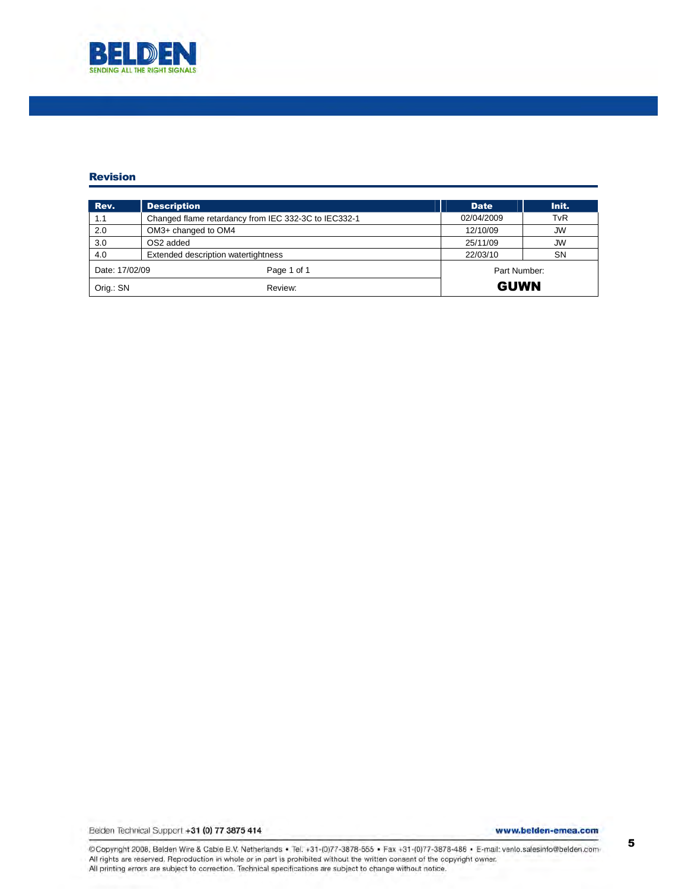## Revision

| Rev. | Description | Date | Init. |
|---|---|---|---|
| 1.1 | Changed flame retardancy from IEC 332-3C to IEC332-1 | 02/04/2009 | TvR |
| 2.0 | OM3+ changed to OM4 | 12/10/09 | JW |
| 3.0 | OS2 added | 25/11/09 | JW |
| 4.0 | Extended description watertightness | 22/03/10 | SN |
| Date: 17/02/09 | Page 1 of 1 | Part Number: | |
| Orig.: SN | Review: | **GUWN** | |

Belden Technical Support **+31 (0) 77 3875 414** **www.belden-emea.com**

©Copyright 2008, Belden Wire & Cable B.V. Netherlands • Tel. +31-(0)77-3878-555 • Fax +31-(0)77-3878-488 • E-mail: venlo.salesinfo@belden.com
All rights are reserved. Reproduction in whole or in part is prohibited without the written consent of the copyright owner.
All printing errors are subject to correction. Technical specifications are subject to change without notice.